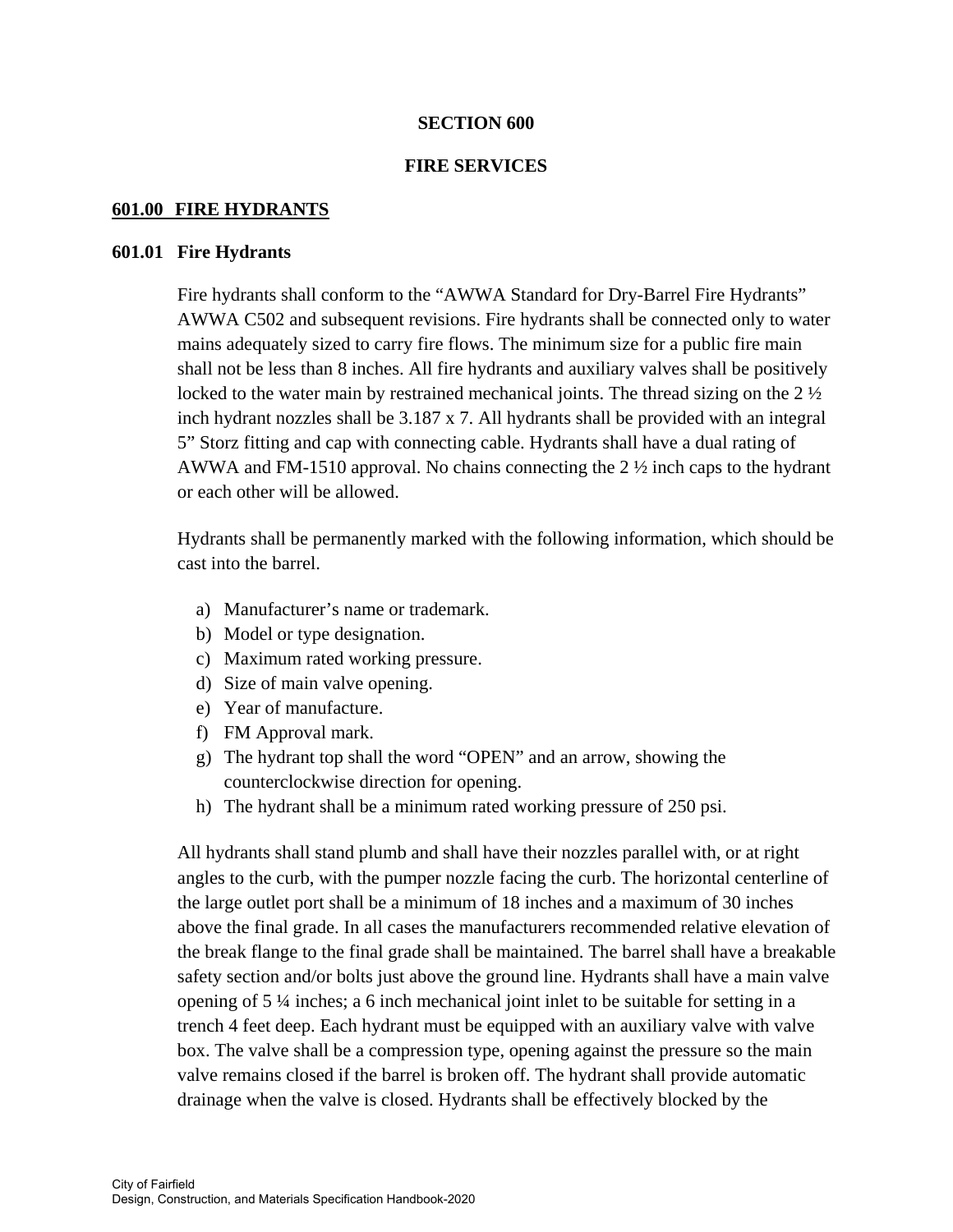# SECTION 600

# FIRE SERVICES

## 601.00 FIRE HYDRANTS

### 601.01 Fire Hydrants

Fire hydrants shall conform to the "AWWA Standard for Dry-Barrel Fire Hydrants" AWWA C502 and subsequent revisions. Fire hydrants shall be connected only to water mains adequately sized to carry fire flows. The minimum size for a public fire main shall not be less than 8 inches. All fire hydrants and auxiliary valves shall be positively locked to the water main by restrained mechanical joints. The thread sizing on the 2 ½ inch hydrant nozzles shall be 3.187 x 7. All hydrants shall be provided with an integral 5" Storz fitting and cap with connecting cable. Hydrants shall have a dual rating of AWWA and FM-1510 approval. No chains connecting the 2 ½ inch caps to the hydrant or each other will be allowed.

Hydrants shall be permanently marked with the following information, which should be cast into the barrel.

a) Manufacturer's name or trademark.
b) Model or type designation.
c) Maximum rated working pressure.
d) Size of main valve opening.
e) Year of manufacture.
f) FM Approval mark.
g) The hydrant top shall the word "OPEN" and an arrow, showing the counterclockwise direction for opening.
h) The hydrant shall be a minimum rated working pressure of 250 psi.

All hydrants shall stand plumb and shall have their nozzles parallel with, or at right angles to the curb, with the pumper nozzle facing the curb. The horizontal centerline of the large outlet port shall be a minimum of 18 inches and a maximum of 30 inches above the final grade. In all cases the manufacturers recommended relative elevation of the break flange to the final grade shall be maintained. The barrel shall have a breakable safety section and/or bolts just above the ground line. Hydrants shall have a main valve opening of 5 ¼ inches; a 6 inch mechanical joint inlet to be suitable for setting in a trench 4 feet deep. Each hydrant must be equipped with an auxiliary valve with valve box. The valve shall be a compression type, opening against the pressure so the main valve remains closed if the barrel is broken off. The hydrant shall provide automatic drainage when the valve is closed. Hydrants shall be effectively blocked by the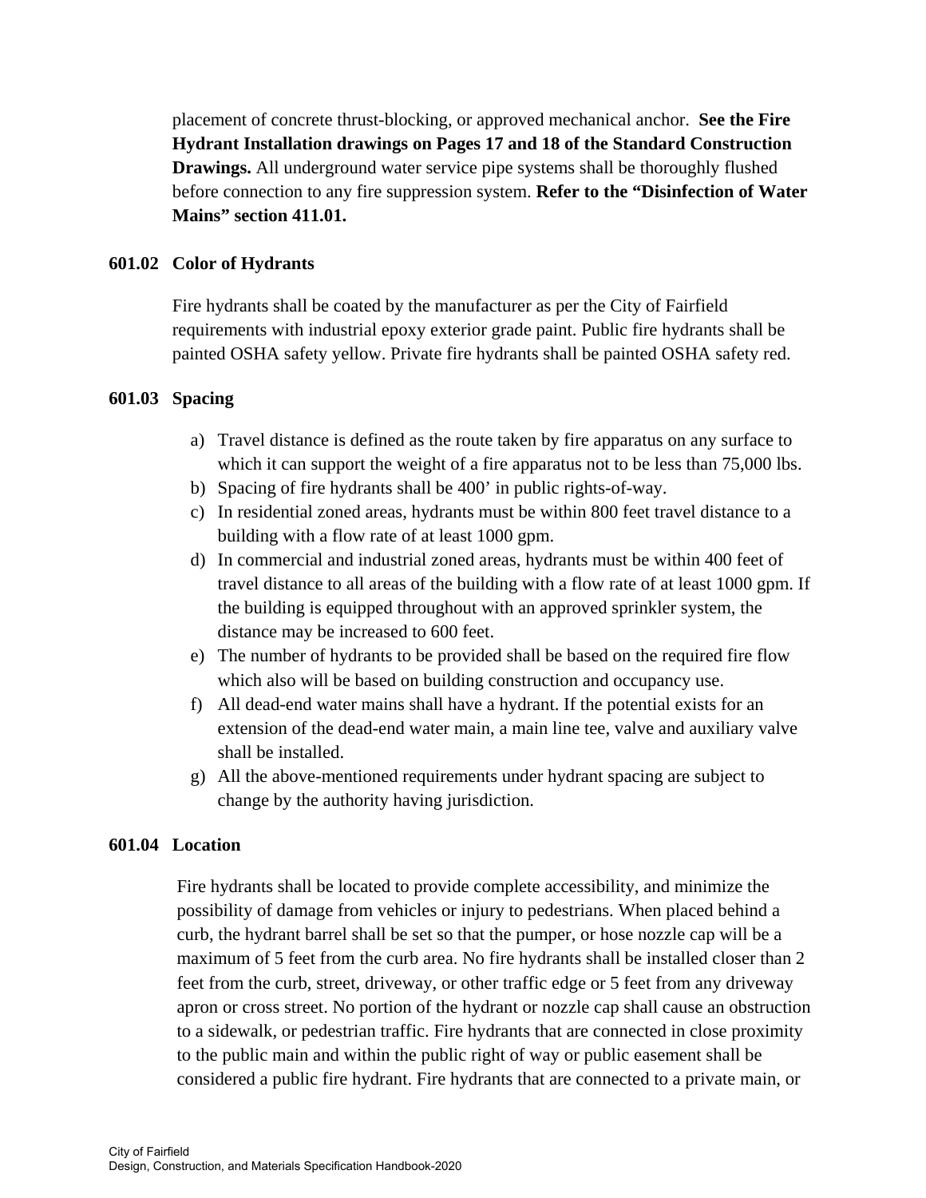placement of concrete thrust-blocking, or approved mechanical anchor. **See the Fire Hydrant Installation drawings on Pages 17 and 18 of the Standard Construction Drawings.** All underground water service pipe systems shall be thoroughly flushed before connection to any fire suppression system. **Refer to the "Disinfection of Water Mains" section 411.01.**

### 601.02 Color of Hydrants

Fire hydrants shall be coated by the manufacturer as per the City of Fairfield requirements with industrial epoxy exterior grade paint. Public fire hydrants shall be painted OSHA safety yellow. Private fire hydrants shall be painted OSHA safety red.

### 601.03 Spacing

a) Travel distance is defined as the route taken by fire apparatus on any surface to which it can support the weight of a fire apparatus not to be less than 75,000 lbs.
b) Spacing of fire hydrants shall be 400' in public rights-of-way.
c) In residential zoned areas, hydrants must be within 800 feet travel distance to a building with a flow rate of at least 1000 gpm.
d) In commercial and industrial zoned areas, hydrants must be within 400 feet of travel distance to all areas of the building with a flow rate of at least 1000 gpm. If the building is equipped throughout with an approved sprinkler system, the distance may be increased to 600 feet.
e) The number of hydrants to be provided shall be based on the required fire flow which also will be based on building construction and occupancy use.
f) All dead-end water mains shall have a hydrant. If the potential exists for an extension of the dead-end water main, a main line tee, valve and auxiliary valve shall be installed.
g) All the above-mentioned requirements under hydrant spacing are subject to change by the authority having jurisdiction.

### 601.04 Location

Fire hydrants shall be located to provide complete accessibility, and minimize the possibility of damage from vehicles or injury to pedestrians. When placed behind a curb, the hydrant barrel shall be set so that the pumper, or hose nozzle cap will be a maximum of 5 feet from the curb area. No fire hydrants shall be installed closer than 2 feet from the curb, street, driveway, or other traffic edge or 5 feet from any driveway apron or cross street. No portion of the hydrant or nozzle cap shall cause an obstruction to a sidewalk, or pedestrian traffic. Fire hydrants that are connected in close proximity to the public main and within the public right of way or public easement shall be considered a public fire hydrant. Fire hydrants that are connected to a private main, or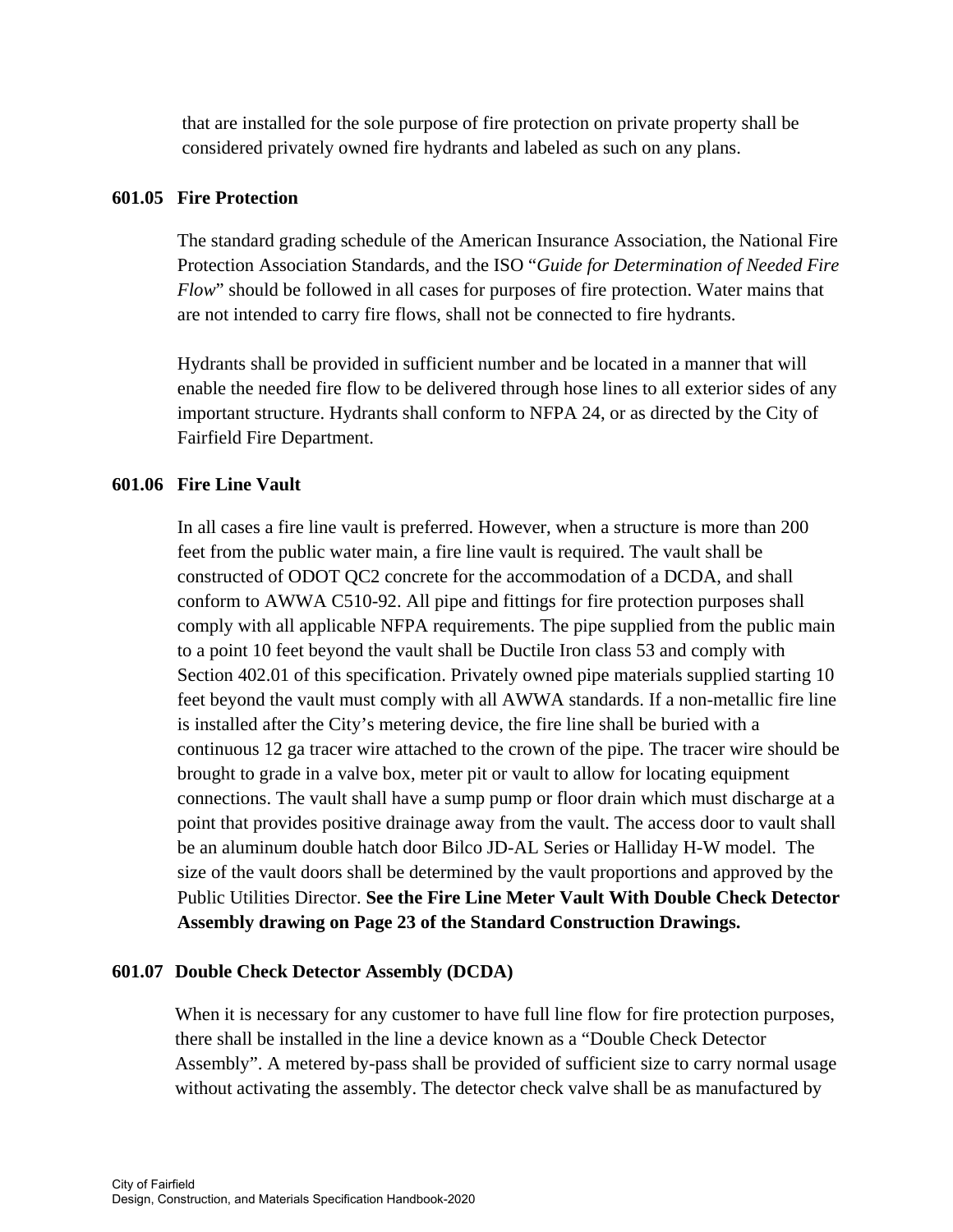that are installed for the sole purpose of fire protection on private property shall be considered privately owned fire hydrants and labeled as such on any plans.

### 601.05 Fire Protection

The standard grading schedule of the American Insurance Association, the National Fire Protection Association Standards, and the ISO "*Guide for Determination of Needed Fire Flow*" should be followed in all cases for purposes of fire protection. Water mains that are not intended to carry fire flows, shall not be connected to fire hydrants.

Hydrants shall be provided in sufficient number and be located in a manner that will enable the needed fire flow to be delivered through hose lines to all exterior sides of any important structure. Hydrants shall conform to NFPA 24, or as directed by the City of Fairfield Fire Department.

### 601.06 Fire Line Vault

In all cases a fire line vault is preferred. However, when a structure is more than 200 feet from the public water main, a fire line vault is required. The vault shall be constructed of ODOT QC2 concrete for the accommodation of a DCDA, and shall conform to AWWA C510-92. All pipe and fittings for fire protection purposes shall comply with all applicable NFPA requirements. The pipe supplied from the public main to a point 10 feet beyond the vault shall be Ductile Iron class 53 and comply with Section 402.01 of this specification. Privately owned pipe materials supplied starting 10 feet beyond the vault must comply with all AWWA standards. If a non-metallic fire line is installed after the City's metering device, the fire line shall be buried with a continuous 12 ga tracer wire attached to the crown of the pipe. The tracer wire should be brought to grade in a valve box, meter pit or vault to allow for locating equipment connections. The vault shall have a sump pump or floor drain which must discharge at a point that provides positive drainage away from the vault. The access door to vault shall be an aluminum double hatch door Bilco JD-AL Series or Halliday H-W model. The size of the vault doors shall be determined by the vault proportions and approved by the Public Utilities Director. **See the Fire Line Meter Vault With Double Check Detector Assembly drawing on Page 23 of the Standard Construction Drawings.**

### 601.07 Double Check Detector Assembly (DCDA)

When it is necessary for any customer to have full line flow for fire protection purposes, there shall be installed in the line a device known as a "Double Check Detector Assembly". A metered by-pass shall be provided of sufficient size to carry normal usage without activating the assembly. The detector check valve shall be as manufactured by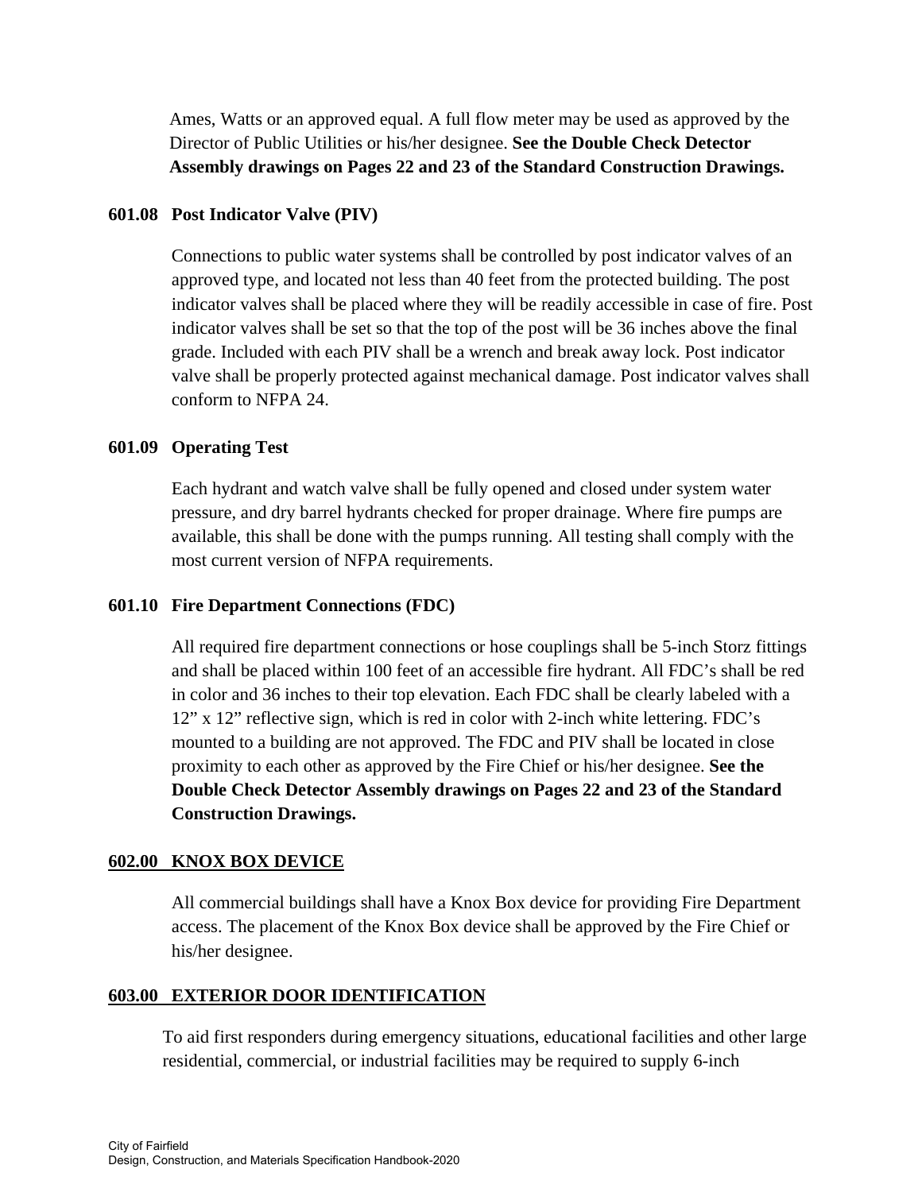Ames, Watts or an approved equal. A full flow meter may be used as approved by the Director of Public Utilities or his/her designee. **See the Double Check Detector Assembly drawings on Pages 22 and 23 of the Standard Construction Drawings.**

### 601.08 Post Indicator Valve (PIV)

Connections to public water systems shall be controlled by post indicator valves of an approved type, and located not less than 40 feet from the protected building. The post indicator valves shall be placed where they will be readily accessible in case of fire. Post indicator valves shall be set so that the top of the post will be 36 inches above the final grade. Included with each PIV shall be a wrench and break away lock. Post indicator valve shall be properly protected against mechanical damage. Post indicator valves shall conform to NFPA 24.

### 601.09 Operating Test

Each hydrant and watch valve shall be fully opened and closed under system water pressure, and dry barrel hydrants checked for proper drainage. Where fire pumps are available, this shall be done with the pumps running. All testing shall comply with the most current version of NFPA requirements.

### 601.10 Fire Department Connections (FDC)

All required fire department connections or hose couplings shall be 5-inch Storz fittings and shall be placed within 100 feet of an accessible fire hydrant. All FDC's shall be red in color and 36 inches to their top elevation. Each FDC shall be clearly labeled with a 12" x 12" reflective sign, which is red in color with 2-inch white lettering. FDC's mounted to a building are not approved. The FDC and PIV shall be located in close proximity to each other as approved by the Fire Chief or his/her designee. **See the Double Check Detector Assembly drawings on Pages 22 and 23 of the Standard Construction Drawings.**

## 602.00 KNOX BOX DEVICE

All commercial buildings shall have a Knox Box device for providing Fire Department access. The placement of the Knox Box device shall be approved by the Fire Chief or his/her designee.

## 603.00 EXTERIOR DOOR IDENTIFICATION

To aid first responders during emergency situations, educational facilities and other large residential, commercial, or industrial facilities may be required to supply 6-inch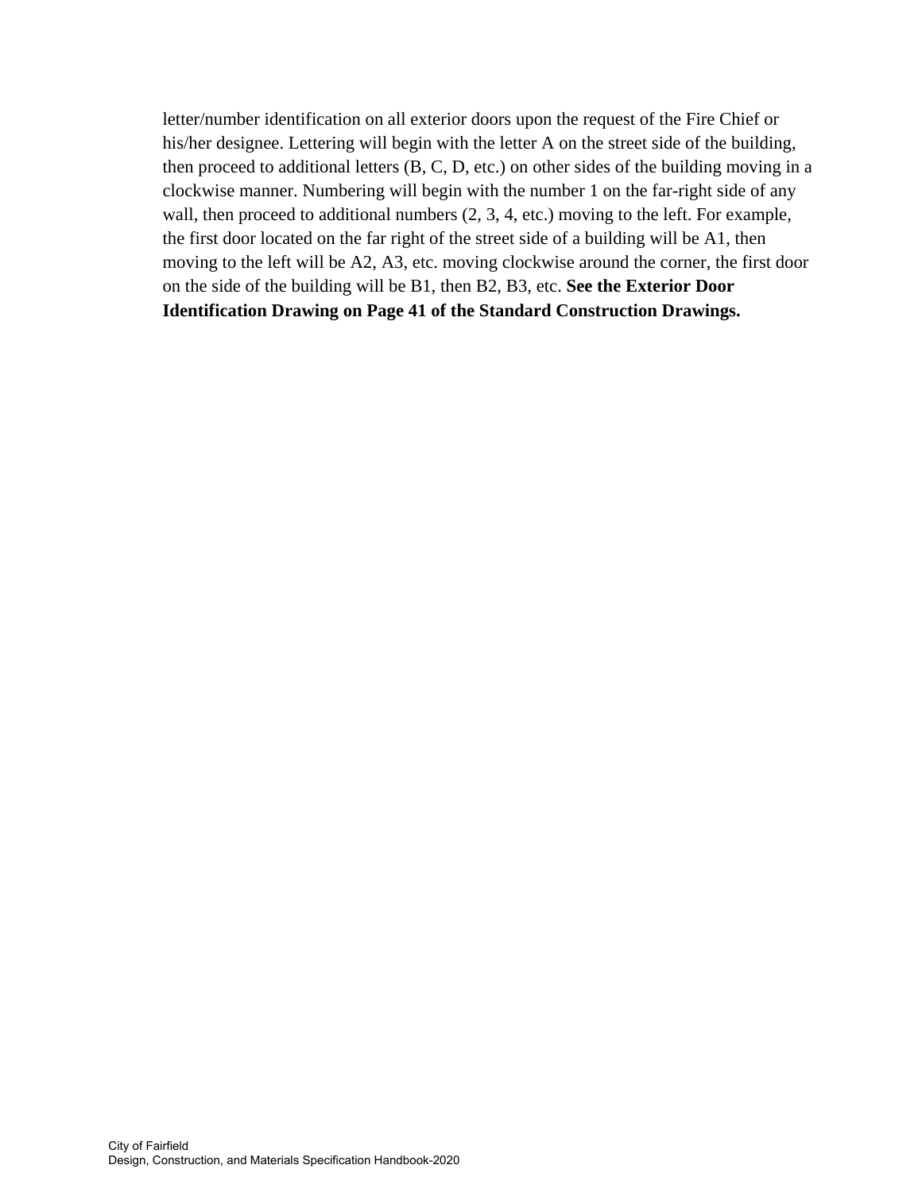letter/number identification on all exterior doors upon the request of the Fire Chief or his/her designee. Lettering will begin with the letter A on the street side of the building, then proceed to additional letters (B, C, D, etc.) on other sides of the building moving in a clockwise manner. Numbering will begin with the number 1 on the far-right side of any wall, then proceed to additional numbers (2, 3, 4, etc.) moving to the left. For example, the first door located on the far right of the street side of a building will be A1, then moving to the left will be A2, A3, etc. moving clockwise around the corner, the first door on the side of the building will be B1, then B2, B3, etc. **See the Exterior Door Identification Drawing on Page 41 of the Standard Construction Drawings.**